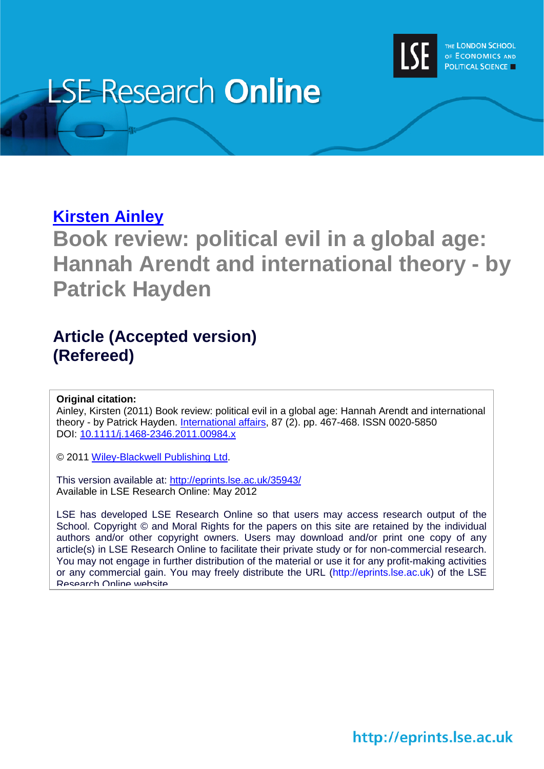# LSE Research Online

THE LONDON SCHOOL OF ECONOMICS AND POLITICAL SCIENCE

[Kirsten Ainley](#)

# Book review: political evil in a global age: Hannah Arendt and international theory - by Patrick Hayden

## Article (Accepted version) (Refereed)

**Original citation:**
Ainley, Kirsten (2011) Book review: political evil in a global age: Hannah Arendt and international theory - by Patrick Hayden. International affairs, 87 (2). pp. 467-468. ISSN 0020-5850
DOI: 10.1111/j.1468-2346.2011.00984.x

© 2011 Wiley-Blackwell Publishing Ltd.

This version available at: http://eprints.lse.ac.uk/35943/
Available in LSE Research Online: May 2012

LSE has developed LSE Research Online so that users may access research output of the School. Copyright © and Moral Rights for the papers on this site are retained by the individual authors and/or other copyright owners. Users may download and/or print one copy of any article(s) in LSE Research Online to facilitate their private study or for non-commercial research. You may not engage in further distribution of the material or use it for any profit-making activities or any commercial gain. You may freely distribute the URL (http://eprints.lse.ac.uk) of the LSE Research Online website.

http://eprints.lse.ac.uk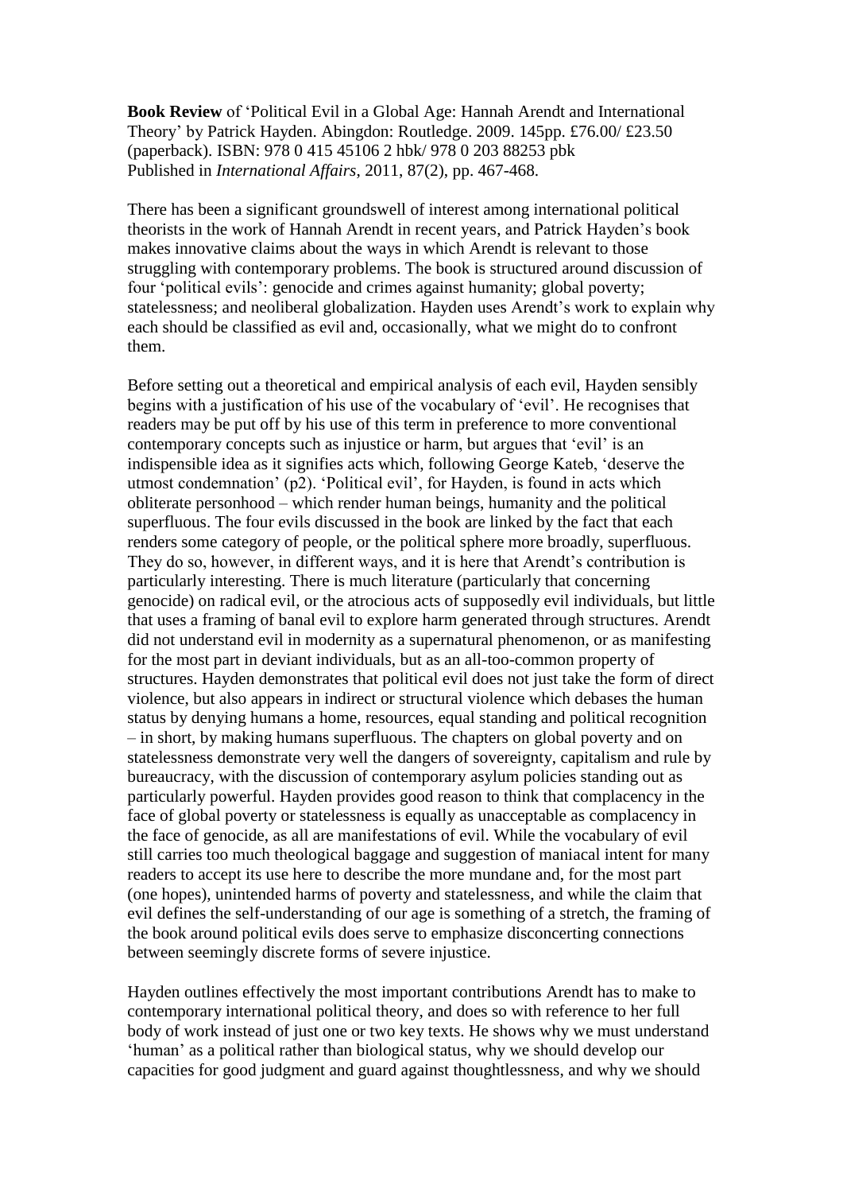**Book Review** of 'Political Evil in a Global Age: Hannah Arendt and International Theory' by Patrick Hayden. Abingdon: Routledge. 2009. 145pp. £76.00/ £23.50 (paperback). ISBN: 978 0 415 45106 2 hbk/ 978 0 203 88253 pbk
Published in *International Affairs*, 2011, 87(2), pp. 467-468.

There has been a significant groundswell of interest among international political theorists in the work of Hannah Arendt in recent years, and Patrick Hayden's book makes innovative claims about the ways in which Arendt is relevant to those struggling with contemporary problems. The book is structured around discussion of four 'political evils': genocide and crimes against humanity; global poverty; statelessness; and neoliberal globalization. Hayden uses Arendt's work to explain why each should be classified as evil and, occasionally, what we might do to confront them.

Before setting out a theoretical and empirical analysis of each evil, Hayden sensibly begins with a justification of his use of the vocabulary of 'evil'. He recognises that readers may be put off by his use of this term in preference to more conventional contemporary concepts such as injustice or harm, but argues that 'evil' is an indispensible idea as it signifies acts which, following George Kateb, 'deserve the utmost condemnation' (p2). 'Political evil', for Hayden, is found in acts which obliterate personhood – which render human beings, humanity and the political superfluous. The four evils discussed in the book are linked by the fact that each renders some category of people, or the political sphere more broadly, superfluous. They do so, however, in different ways, and it is here that Arendt's contribution is particularly interesting. There is much literature (particularly that concerning genocide) on radical evil, or the atrocious acts of supposedly evil individuals, but little that uses a framing of banal evil to explore harm generated through structures. Arendt did not understand evil in modernity as a supernatural phenomenon, or as manifesting for the most part in deviant individuals, but as an all-too-common property of structures. Hayden demonstrates that political evil does not just take the form of direct violence, but also appears in indirect or structural violence which debases the human status by denying humans a home, resources, equal standing and political recognition – in short, by making humans superfluous. The chapters on global poverty and on statelessness demonstrate very well the dangers of sovereignty, capitalism and rule by bureaucracy, with the discussion of contemporary asylum policies standing out as particularly powerful. Hayden provides good reason to think that complacency in the face of global poverty or statelessness is equally as unacceptable as complacency in the face of genocide, as all are manifestations of evil. While the vocabulary of evil still carries too much theological baggage and suggestion of maniacal intent for many readers to accept its use here to describe the more mundane and, for the most part (one hopes), unintended harms of poverty and statelessness, and while the claim that evil defines the self-understanding of our age is something of a stretch, the framing of the book around political evils does serve to emphasize disconcerting connections between seemingly discrete forms of severe injustice.

Hayden outlines effectively the most important contributions Arendt has to make to contemporary international political theory, and does so with reference to her full body of work instead of just one or two key texts. He shows why we must understand 'human' as a political rather than biological status, why we should develop our capacities for good judgment and guard against thoughtlessness, and why we should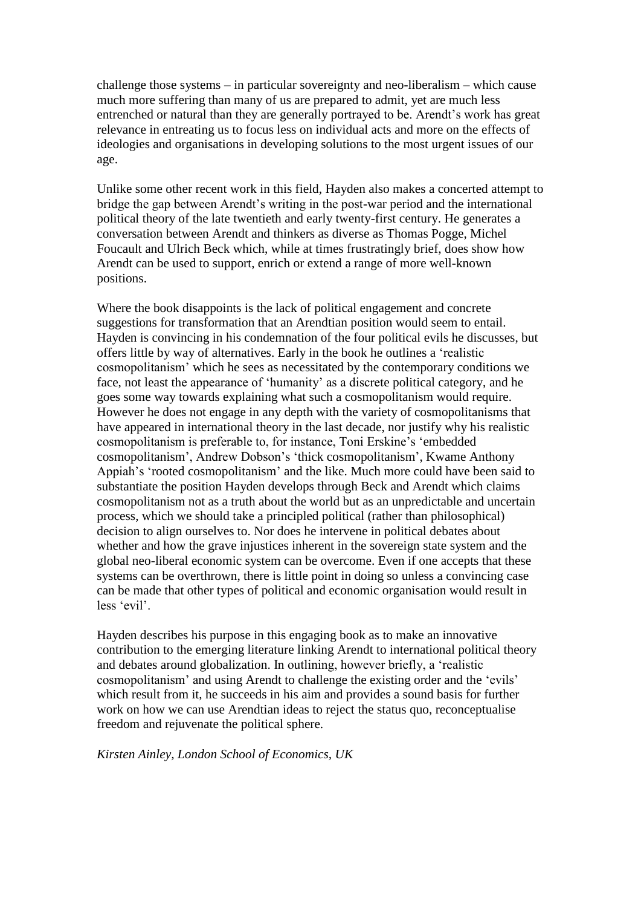challenge those systems – in particular sovereignty and neo-liberalism – which cause much more suffering than many of us are prepared to admit, yet are much less entrenched or natural than they are generally portrayed to be. Arendt's work has great relevance in entreating us to focus less on individual acts and more on the effects of ideologies and organisations in developing solutions to the most urgent issues of our age.

Unlike some other recent work in this field, Hayden also makes a concerted attempt to bridge the gap between Arendt's writing in the post-war period and the international political theory of the late twentieth and early twenty-first century. He generates a conversation between Arendt and thinkers as diverse as Thomas Pogge, Michel Foucault and Ulrich Beck which, while at times frustratingly brief, does show how Arendt can be used to support, enrich or extend a range of more well-known positions.

Where the book disappoints is the lack of political engagement and concrete suggestions for transformation that an Arendtian position would seem to entail. Hayden is convincing in his condemnation of the four political evils he discusses, but offers little by way of alternatives. Early in the book he outlines a 'realistic cosmopolitanism' which he sees as necessitated by the contemporary conditions we face, not least the appearance of 'humanity' as a discrete political category, and he goes some way towards explaining what such a cosmopolitanism would require. However he does not engage in any depth with the variety of cosmopolitanisms that have appeared in international theory in the last decade, nor justify why his realistic cosmopolitanism is preferable to, for instance, Toni Erskine's 'embedded cosmopolitanism', Andrew Dobson's 'thick cosmopolitanism', Kwame Anthony Appiah's 'rooted cosmopolitanism' and the like. Much more could have been said to substantiate the position Hayden develops through Beck and Arendt which claims cosmopolitanism not as a truth about the world but as an unpredictable and uncertain process, which we should take a principled political (rather than philosophical) decision to align ourselves to. Nor does he intervene in political debates about whether and how the grave injustices inherent in the sovereign state system and the global neo-liberal economic system can be overcome. Even if one accepts that these systems can be overthrown, there is little point in doing so unless a convincing case can be made that other types of political and economic organisation would result in less 'evil'.

Hayden describes his purpose in this engaging book as to make an innovative contribution to the emerging literature linking Arendt to international political theory and debates around globalization. In outlining, however briefly, a 'realistic cosmopolitanism' and using Arendt to challenge the existing order and the 'evils' which result from it, he succeeds in his aim and provides a sound basis for further work on how we can use Arendtian ideas to reject the status quo, reconceptualise freedom and rejuvenate the political sphere.

*Kirsten Ainley, London School of Economics, UK*